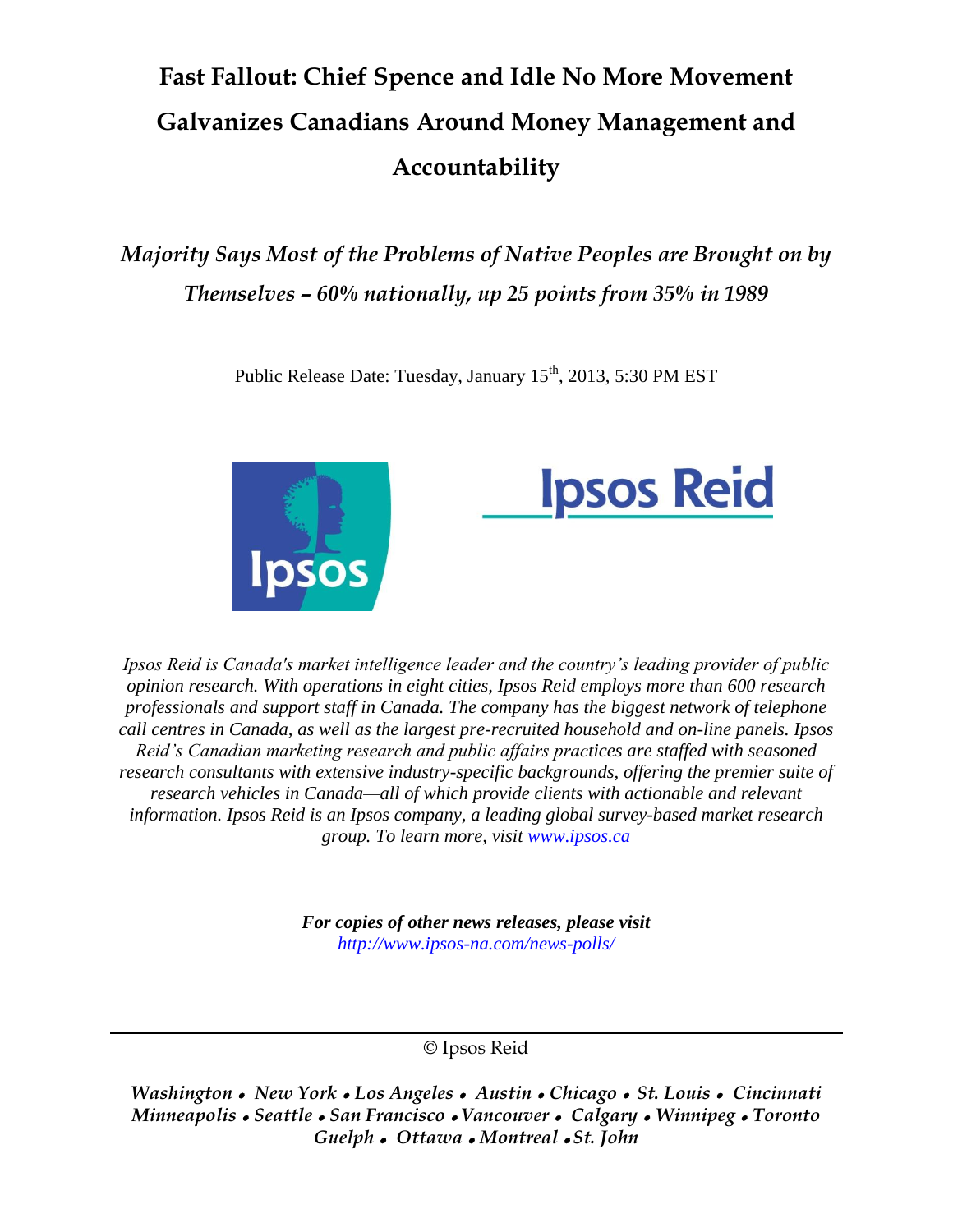# Fast Fallout: Chief Spence and Idle No More Movement Galvanizes Canadians Around Money Management and Accountability

## *Majority Says Most of the Problems of Native Peoples are Brought on by Themselves – 60% nationally, up 25 points from 35% in 1989*

Public Release Date: Tuesday, January 15th, 2013, 5:30 PM EST

*Ipsos Reid is Canada's market intelligence leader and the country's leading provider of public opinion research. With operations in eight cities, Ipsos Reid employs more than 600 research professionals and support staff in Canada. The company has the biggest network of telephone call centres in Canada, as well as the largest pre-recruited household and on-line panels. Ipsos Reid's Canadian marketing research and public affairs practices are staffed with seasoned research consultants with extensive industry-specific backgrounds, offering the premier suite of research vehicles in Canada—all of which provide clients with actionable and relevant information. Ipsos Reid is an Ipsos company, a leading global survey-based market research group. To learn more, visit www.ipsos.ca*

***For copies of other news releases, please visit***
*http://www.ipsos-na.com/news-polls/*

---

© Ipsos Reid

*Washington • New York • Los Angeles • Austin • Chicago • St. Louis • Cincinnati Minneapolis • Seattle • San Francisco • Vancouver • Calgary • Winnipeg • Toronto Guelph • Ottawa • Montreal • St. John*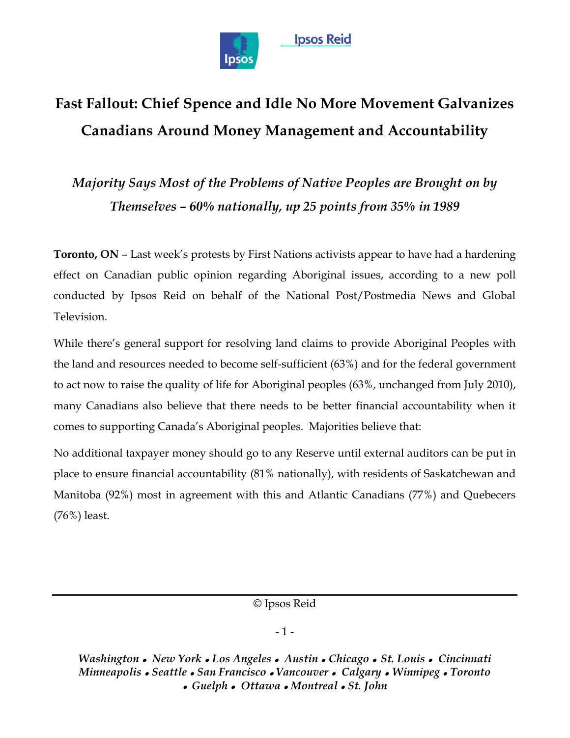# Fast Fallout: Chief Spence and Idle No More Movement Galvanizes Canadians Around Money Management and Accountability

## *Majority Says Most of the Problems of Native Peoples are Brought on by Themselves – 60% nationally, up 25 points from 35% in 1989*

**Toronto, ON** – Last week's protests by First Nations activists appear to have had a hardening effect on Canadian public opinion regarding Aboriginal issues, according to a new poll conducted by Ipsos Reid on behalf of the National Post/Postmedia News and Global Television.

While there's general support for resolving land claims to provide Aboriginal Peoples with the land and resources needed to become self-sufficient (63%) and for the federal government to act now to raise the quality of life for Aboriginal peoples (63%, unchanged from July 2010), many Canadians also believe that there needs to be better financial accountability when it comes to supporting Canada's Aboriginal peoples. Majorities believe that:

No additional taxpayer money should go to any Reserve until external auditors can be put in place to ensure financial accountability (81% nationally), with residents of Saskatchewan and Manitoba (92%) most in agreement with this and Atlantic Canadians (77%) and Quebecers (76%) least.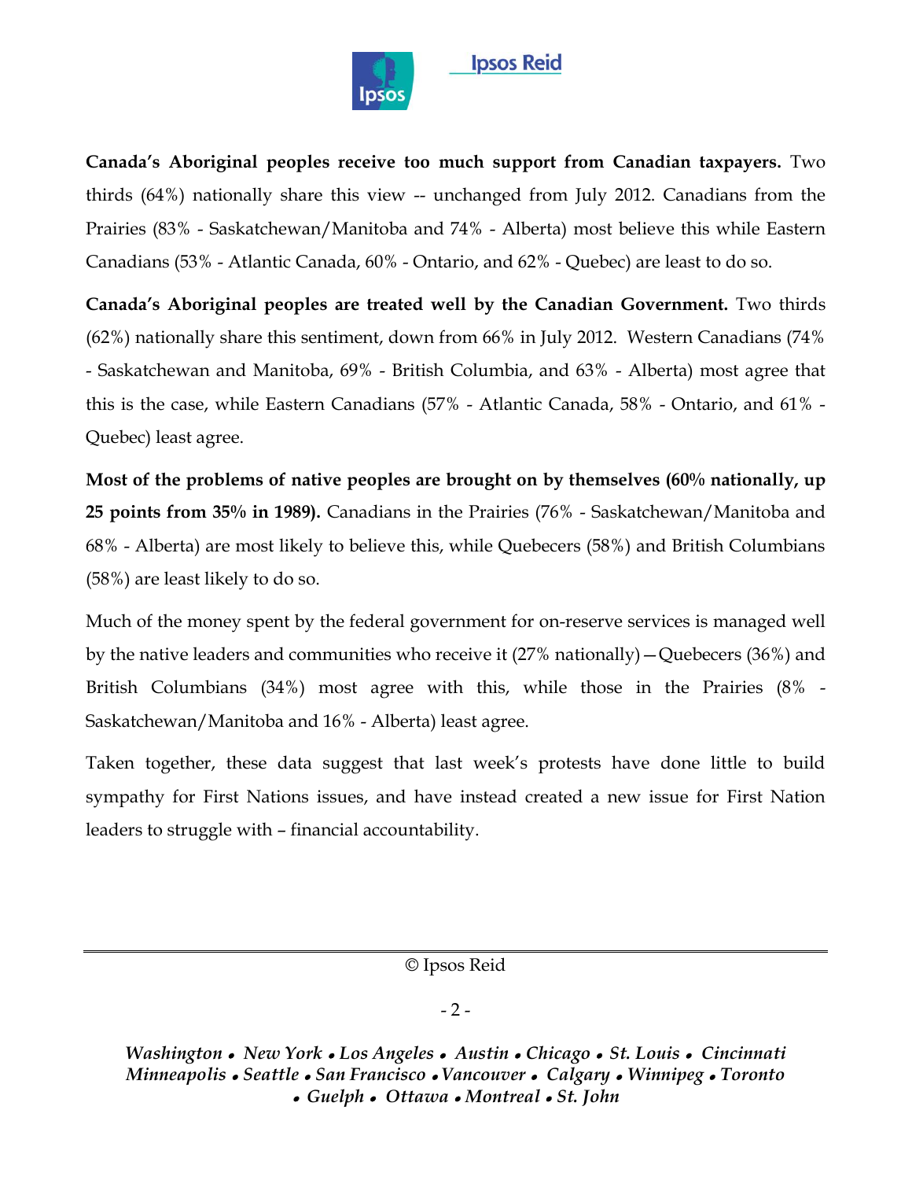**Canada's Aboriginal peoples receive too much support from Canadian taxpayers.** Two thirds (64%) nationally share this view -- unchanged from July 2012. Canadians from the Prairies (83% - Saskatchewan/Manitoba and 74% - Alberta) most believe this while Eastern Canadians (53% - Atlantic Canada, 60% - Ontario, and 62% - Quebec) are least to do so.

**Canada's Aboriginal peoples are treated well by the Canadian Government.** Two thirds (62%) nationally share this sentiment, down from 66% in July 2012. Western Canadians (74% - Saskatchewan and Manitoba, 69% - British Columbia, and 63% - Alberta) most agree that this is the case, while Eastern Canadians (57% - Atlantic Canada, 58% - Ontario, and 61% - Quebec) least agree.

**Most of the problems of native peoples are brought on by themselves (60% nationally, up 25 points from 35% in 1989).** Canadians in the Prairies (76% - Saskatchewan/Manitoba and 68% - Alberta) are most likely to believe this, while Quebecers (58%) and British Columbians (58%) are least likely to do so.

Much of the money spent by the federal government for on-reserve services is managed well by the native leaders and communities who receive it (27% nationally)—Quebecers (36%) and British Columbians (34%) most agree with this, while those in the Prairies (8% - Saskatchewan/Manitoba and 16% - Alberta) least agree.

Taken together, these data suggest that last week's protests have done little to build sympathy for First Nations issues, and have instead created a new issue for First Nation leaders to struggle with – financial accountability.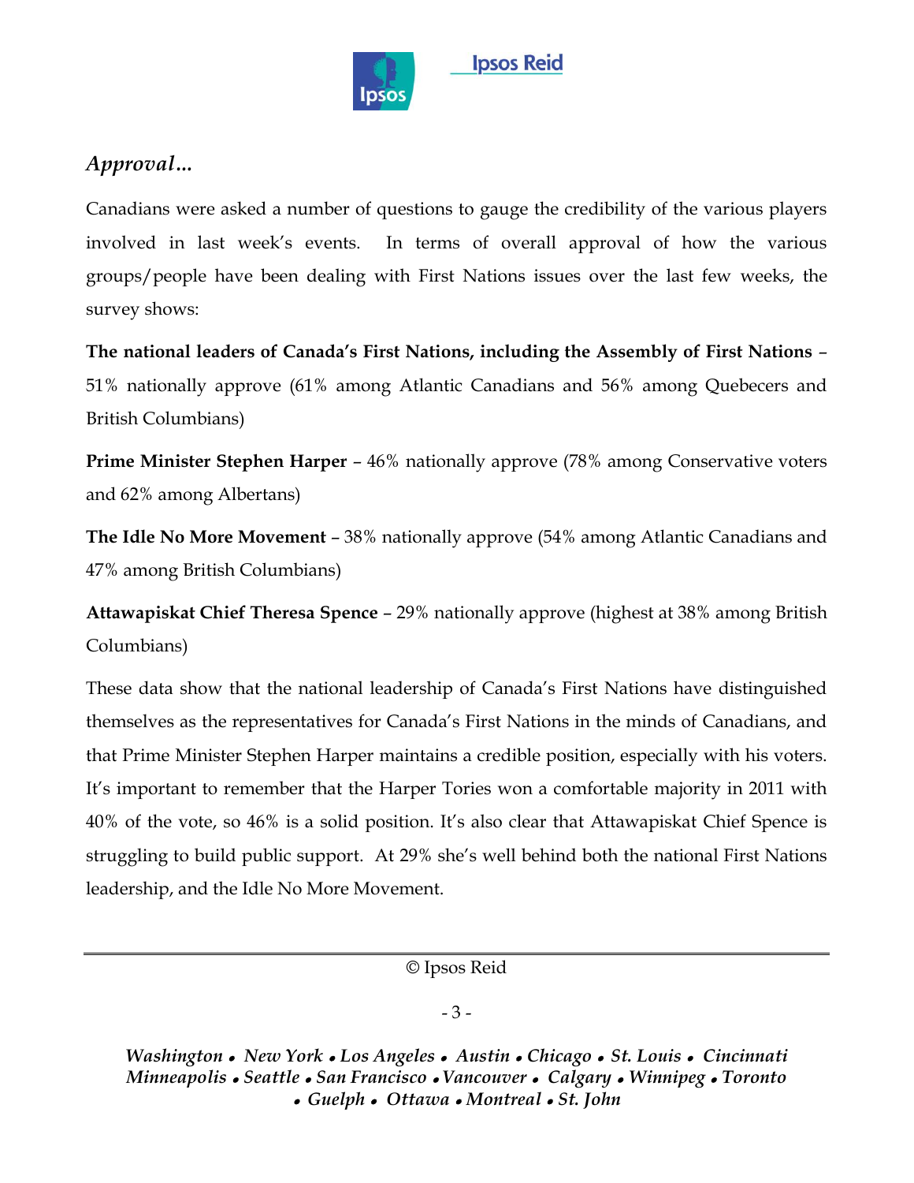## *Approval…*

Canadians were asked a number of questions to gauge the credibility of the various players involved in last week's events. In terms of overall approval of how the various groups/people have been dealing with First Nations issues over the last few weeks, the survey shows:

**The national leaders of Canada's First Nations, including the Assembly of First Nations** – 51% nationally approve (61% among Atlantic Canadians and 56% among Quebecers and British Columbians)

**Prime Minister Stephen Harper** – 46% nationally approve (78% among Conservative voters and 62% among Albertans)

**The Idle No More Movement** – 38% nationally approve (54% among Atlantic Canadians and 47% among British Columbians)

**Attawapiskat Chief Theresa Spence** – 29% nationally approve (highest at 38% among British Columbians)

These data show that the national leadership of Canada's First Nations have distinguished themselves as the representatives for Canada's First Nations in the minds of Canadians, and that Prime Minister Stephen Harper maintains a credible position, especially with his voters. It's important to remember that the Harper Tories won a comfortable majority in 2011 with 40% of the vote, so 46% is a solid position. It's also clear that Attawapiskat Chief Spence is struggling to build public support. At 29% she's well behind both the national First Nations leadership, and the Idle No More Movement.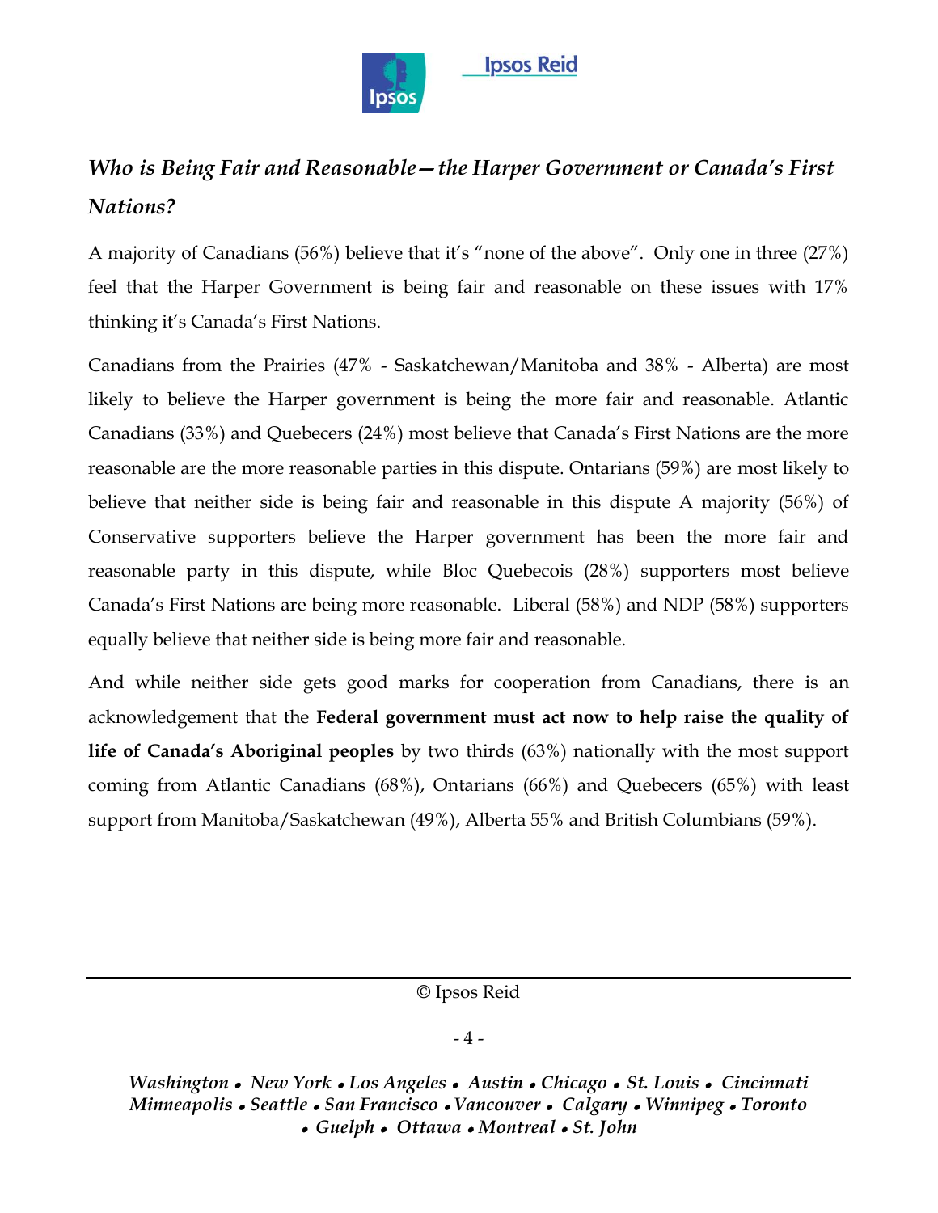### *Who is Being Fair and Reasonable—the Harper Government or Canada's First Nations?*

A majority of Canadians (56%) believe that it's "none of the above". Only one in three (27%) feel that the Harper Government is being fair and reasonable on these issues with 17% thinking it's Canada's First Nations.

Canadians from the Prairies (47% - Saskatchewan/Manitoba and 38% - Alberta) are most likely to believe the Harper government is being the more fair and reasonable. Atlantic Canadians (33%) and Quebecers (24%) most believe that Canada's First Nations are the more reasonable are the more reasonable parties in this dispute. Ontarians (59%) are most likely to believe that neither side is being fair and reasonable in this dispute A majority (56%) of Conservative supporters believe the Harper government has been the more fair and reasonable party in this dispute, while Bloc Quebecois (28%) supporters most believe Canada's First Nations are being more reasonable. Liberal (58%) and NDP (58%) supporters equally believe that neither side is being more fair and reasonable.

And while neither side gets good marks for cooperation from Canadians, there is an acknowledgement that the **Federal government must act now to help raise the quality of life of Canada's Aboriginal peoples** by two thirds (63%) nationally with the most support coming from Atlantic Canadians (68%), Ontarians (66%) and Quebecers (65%) with least support from Manitoba/Saskatchewan (49%), Alberta 55% and British Columbians (59%).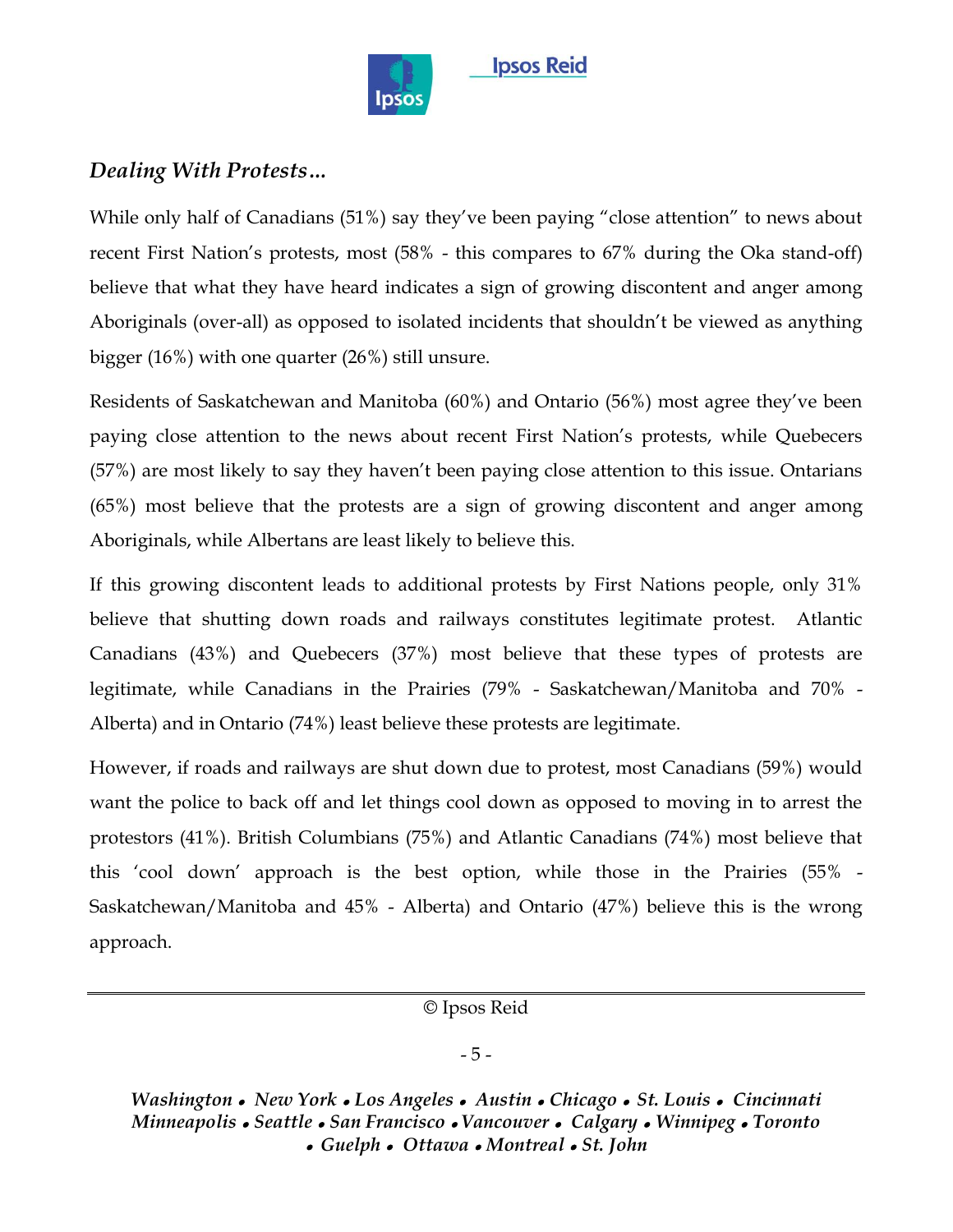*Dealing With Protests…*

While only half of Canadians (51%) say they've been paying "close attention" to news about recent First Nation's protests, most (58% - this compares to 67% during the Oka stand-off) believe that what they have heard indicates a sign of growing discontent and anger among Aboriginals (over-all) as opposed to isolated incidents that shouldn't be viewed as anything bigger (16%) with one quarter (26%) still unsure.

Residents of Saskatchewan and Manitoba (60%) and Ontario (56%) most agree they've been paying close attention to the news about recent First Nation's protests, while Quebecers (57%) are most likely to say they haven't been paying close attention to this issue. Ontarians (65%) most believe that the protests are a sign of growing discontent and anger among Aboriginals, while Albertans are least likely to believe this.

If this growing discontent leads to additional protests by First Nations people, only 31% believe that shutting down roads and railways constitutes legitimate protest. Atlantic Canadians (43%) and Quebecers (37%) most believe that these types of protests are legitimate, while Canadians in the Prairies (79% - Saskatchewan/Manitoba and 70% - Alberta) and in Ontario (74%) least believe these protests are legitimate.

However, if roads and railways are shut down due to protest, most Canadians (59%) would want the police to back off and let things cool down as opposed to moving in to arrest the protestors (41%). British Columbians (75%) and Atlantic Canadians (74%) most believe that this 'cool down' approach is the best option, while those in the Prairies (55% - Saskatchewan/Manitoba and 45% - Alberta) and Ontario (47%) believe this is the wrong approach.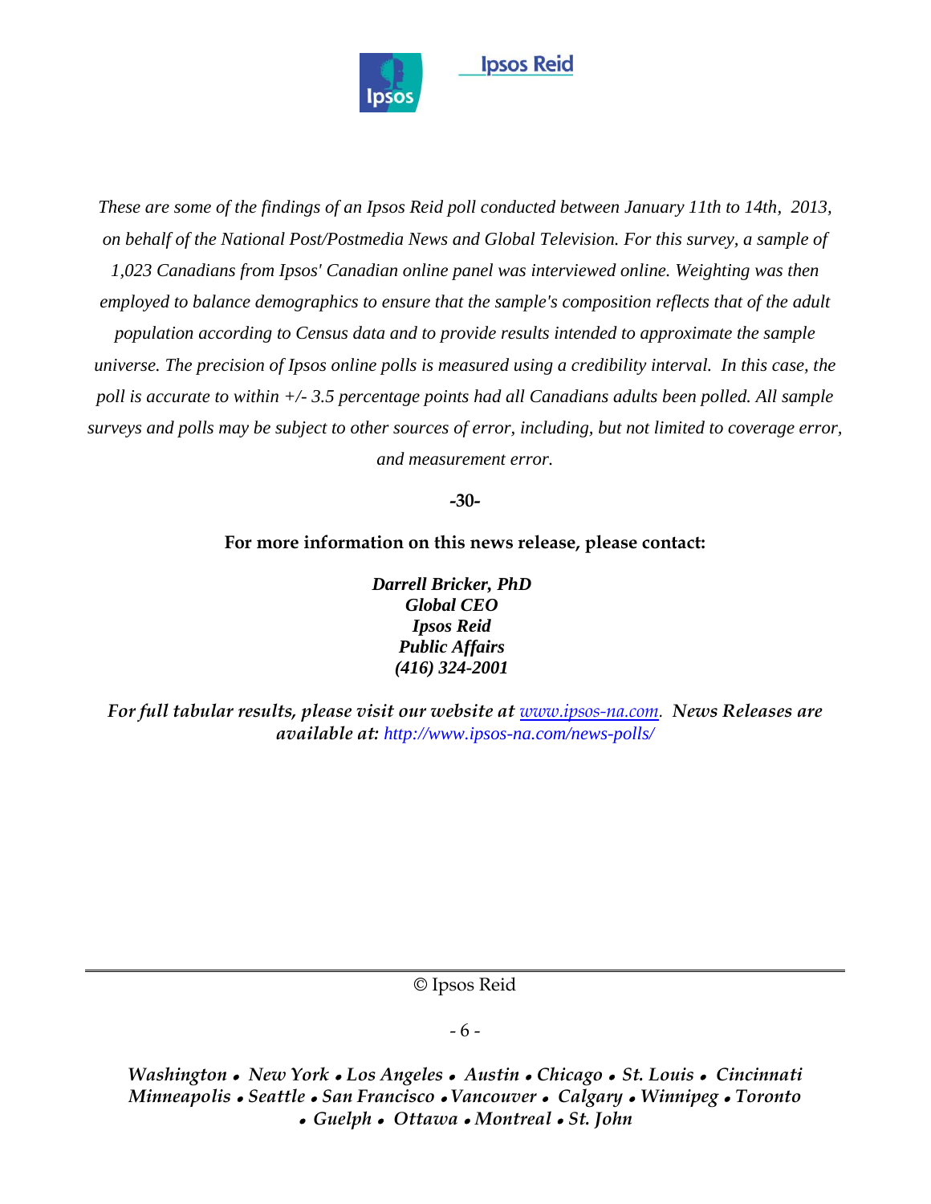*These are some of the findings of an Ipsos Reid poll conducted between January 11th to 14th, 2013, on behalf of the National Post/Postmedia News and Global Television. For this survey, a sample of 1,023 Canadians from Ipsos' Canadian online panel was interviewed online. Weighting was then employed to balance demographics to ensure that the sample's composition reflects that of the adult population according to Census data and to provide results intended to approximate the sample universe. The precision of Ipsos online polls is measured using a credibility interval. In this case, the poll is accurate to within +/- 3.5 percentage points had all Canadians adults been polled. All sample surveys and polls may be subject to other sources of error, including, but not limited to coverage error, and measurement error.*

**-30-**

**For more information on this news release, please contact:**

***Darrell Bricker, PhD***
***Global CEO***
***Ipsos Reid***
***Public Affairs***
***(416) 324-2001***

***For full tabular results, please visit our website at [www.ipsos-na.com](http://www.ipsos-na.com). News Releases are available at: http://www.ipsos-na.com/news-polls/***